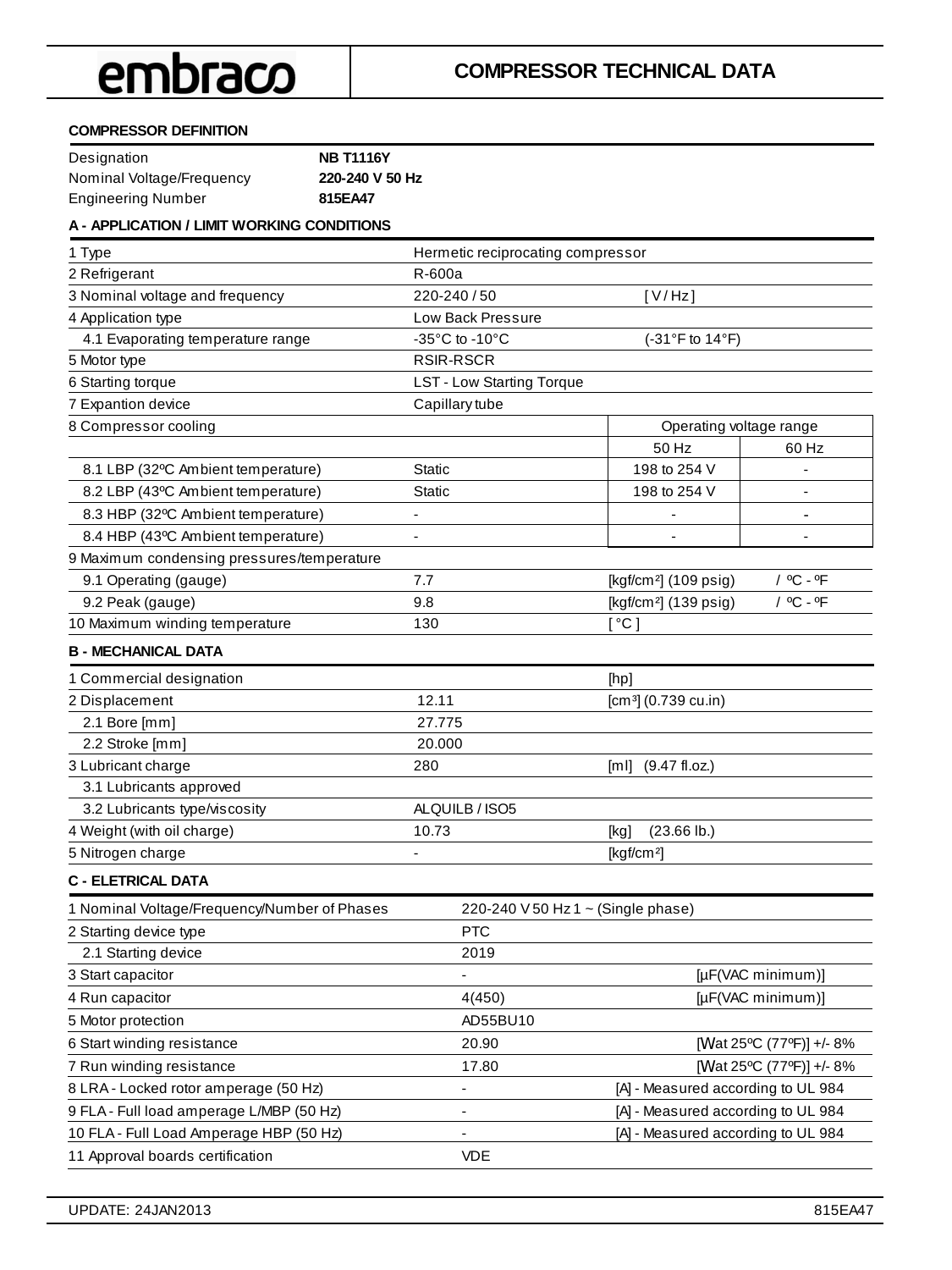embraco

# COMPRESSOR TECHNICAL DATA

## COMPRESSOR DEFINITION

| | |
|---|---|
| Designation | **NB T1116Y** |
| Nominal Voltage/Frequency | **220-240 V 50 Hz** |
| Engineering Number | **815EA47** |

## A - APPLICATION / LIMIT WORKING CONDITIONS

| | | | |
|---|---|---|---|
| 1 Type | Hermetic reciprocating compressor | | |
| 2 Refrigerant | R-600a | | |
| 3 Nominal voltage and frequency | 220-240 / 50 | [ V / Hz ] | |
| 4 Application type | Low Back Pressure | | |
| 4.1 Evaporating temperature range | -35°C to -10°C | (-31°F to 14°F) | |
| 5 Motor type | RSIR-RSCR | | |
| 6 Starting torque | LST - Low Starting Torque | | |
| 7 Expantion device | Capillary tube | | |
| 8 Compressor cooling | | Operating voltage range | |
| | | 50 Hz | 60 Hz |
| 8.1 LBP (32ºC Ambient temperature) | Static | 198 to 254 V | - |
| 8.2 LBP (43ºC Ambient temperature) | Static | 198 to 254 V | - |
| 8.3 HBP (32ºC Ambient temperature) | - | - | - |
| 8.4 HBP (43ºC Ambient temperature) | - | - | - |
| 9 Maximum condensing pressures/temperature | | | |
| 9.1 Operating (gauge) | 7.7 | [kgf/cm²] (109 psig) | / ºC - ºF |
| 9.2 Peak (gauge) | 9.8 | [kgf/cm²] (139 psig) | / ºC - ºF |
| 10 Maximum winding temperature | 130 | [ °C ] | |

## B - MECHANICAL DATA

| | | |
|---|---|---|
| 1 Commercial designation | | [hp] |
| 2 Displacement | 12.11 | [cm³] (0.739 cu.in) |
| 2.1 Bore [mm] | 27.775 | |
| 2.2 Stroke [mm] | 20.000 | |
| 3 Lubricant charge | 280 | [ml] (9.47 fl.oz.) |
| 3.1 Lubricants approved | | |
| 3.2 Lubricants type/viscosity | ALQUILB / ISO5 | |
| 4 Weight (with oil charge) | 10.73 | [kg] (23.66 lb.) |
| 5 Nitrogen charge | - | [kgf/cm²] |

## C - ELETRICAL DATA

| | | |
|---|---|---|
| 1 Nominal Voltage/Frequency/Number of Phases | 220-240 V 50 Hz 1 ~ (Single phase) | |
| 2 Starting device type | PTC | |
| 2.1 Starting device | 2019 | |
| 3 Start capacitor | - | [µF(VAC minimum)] |
| 4 Run capacitor | 4(450) | [µF(VAC minimum)] |
| 5 Motor protection | AD55BU10 | |
| 6 Start winding resistance | 20.90 | [Ω at 25ºC (77ºF)] +/- 8% |
| 7 Run winding resistance | 17.80 | [Ω at 25ºC (77ºF)] +/- 8% |
| 8 LRA - Locked rotor amperage (50 Hz) | - | [A] - Measured according to UL 984 |
| 9 FLA - Full load amperage L/MBP (50 Hz) | - | [A] - Measured according to UL 984 |
| 10 FLA - Full Load Amperage HBP (50 Hz) | - | [A] - Measured according to UL 984 |
| 11 Approval boards certification | VDE | |

UPDATE: 24JAN2013 815EA47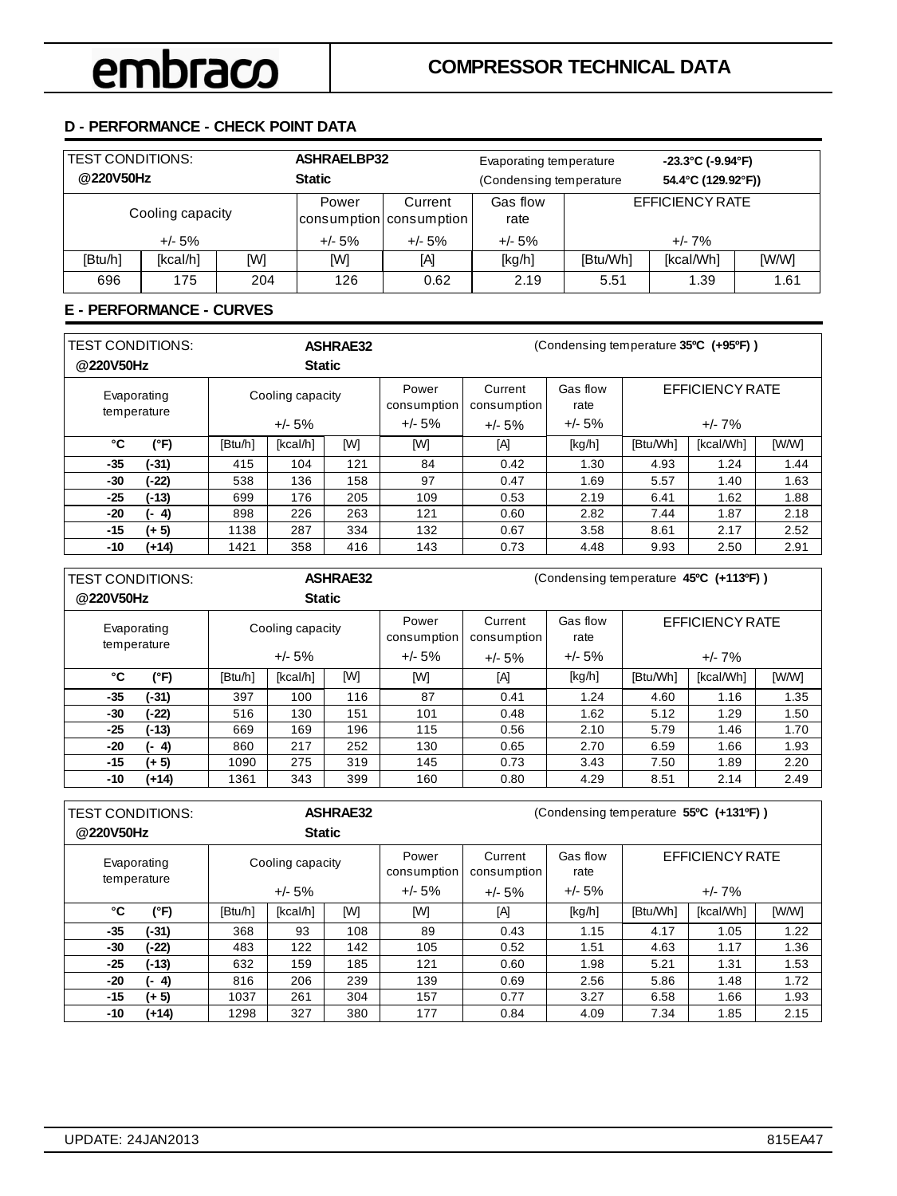## D - PERFORMANCE - CHECK POINT DATA

| TEST CONDITIONS: @220V50Hz | | | ASHRAELBP32 Static | | Evaporating temperature (Condensing temperature | | -23.3°C (-9.94°F) 54.4°C (129.92°F)) | |
|---|---|---|---|---|---|---|---|---|
| Cooling capacity +/- 5% | | | Power consumption +/- 5% | Current consumption +/- 5% | Gas flow rate +/- 5% | EFFICIENCY RATE +/- 7% | | |
| [Btu/h] | [kcal/h] | [W] | [W] | [A] | [kg/h] | [Btu/Wh] | [kcal/Wh] | [W/W] |
| 696 | 175 | 204 | 126 | 0.62 | 2.19 | 5.51 | 1.39 | 1.61 |

## E - PERFORMANCE - CURVES

TEST CONDITIONS: @220V50Hz — **ASHRAE32 Static** — (Condensing temperature **35ºC (+95ºF)**)

| Evaporating temperature °C | (°F) | Cooling capacity +/- 5% [Btu/h] | [kcal/h] | [W] | Power consumption +/- 5% [W] | Current consumption +/- 5% [A] | Gas flow rate +/- 5% [kg/h] | EFFICIENCY RATE +/- 7% [Btu/Wh] | [kcal/Wh] | [W/W] |
|---|---|---|---|---|---|---|---|---|---|---|
| -35 | (-31) | 415 | 104 | 121 | 84 | 0.42 | 1.30 | 4.93 | 1.24 | 1.44 |
| -30 | (-22) | 538 | 136 | 158 | 97 | 0.47 | 1.69 | 5.57 | 1.40 | 1.63 |
| -25 | (-13) | 699 | 176 | 205 | 109 | 0.53 | 2.19 | 6.41 | 1.62 | 1.88 |
| -20 | (- 4) | 898 | 226 | 263 | 121 | 0.60 | 2.82 | 7.44 | 1.87 | 2.18 |
| -15 | (+ 5) | 1138 | 287 | 334 | 132 | 0.67 | 3.58 | 8.61 | 2.17 | 2.52 |
| -10 | (+14) | 1421 | 358 | 416 | 143 | 0.73 | 4.48 | 9.93 | 2.50 | 2.91 |

TEST CONDITIONS: @220V50Hz — **ASHRAE32 Static** — (Condensing temperature **45ºC (+113ºF)**)

| Evaporating temperature °C | (°F) | Cooling capacity +/- 5% [Btu/h] | [kcal/h] | [W] | Power consumption +/- 5% [W] | Current consumption +/- 5% [A] | Gas flow rate +/- 5% [kg/h] | EFFICIENCY RATE +/- 7% [Btu/Wh] | [kcal/Wh] | [W/W] |
|---|---|---|---|---|---|---|---|---|---|---|
| -35 | (-31) | 397 | 100 | 116 | 87 | 0.41 | 1.24 | 4.60 | 1.16 | 1.35 |
| -30 | (-22) | 516 | 130 | 151 | 101 | 0.48 | 1.62 | 5.12 | 1.29 | 1.50 |
| -25 | (-13) | 669 | 169 | 196 | 115 | 0.56 | 2.10 | 5.79 | 1.46 | 1.70 |
| -20 | (- 4) | 860 | 217 | 252 | 130 | 0.65 | 2.70 | 6.59 | 1.66 | 1.93 |
| -15 | (+ 5) | 1090 | 275 | 319 | 145 | 0.73 | 3.43 | 7.50 | 1.89 | 2.20 |
| -10 | (+14) | 1361 | 343 | 399 | 160 | 0.80 | 4.29 | 8.51 | 2.14 | 2.49 |

TEST CONDITIONS: @220V50Hz — **ASHRAE32 Static** — (Condensing temperature **55ºC (+131ºF)**)

| Evaporating temperature °C | (°F) | Cooling capacity +/- 5% [Btu/h] | [kcal/h] | [W] | Power consumption +/- 5% [W] | Current consumption +/- 5% [A] | Gas flow rate +/- 5% [kg/h] | EFFICIENCY RATE +/- 7% [Btu/Wh] | [kcal/Wh] | [W/W] |
|---|---|---|---|---|---|---|---|---|---|---|
| -35 | (-31) | 368 | 93 | 108 | 89 | 0.43 | 1.15 | 4.17 | 1.05 | 1.22 |
| -30 | (-22) | 483 | 122 | 142 | 105 | 0.52 | 1.51 | 4.63 | 1.17 | 1.36 |
| -25 | (-13) | 632 | 159 | 185 | 121 | 0.60 | 1.98 | 5.21 | 1.31 | 1.53 |
| -20 | (- 4) | 816 | 206 | 239 | 139 | 0.69 | 2.56 | 5.86 | 1.48 | 1.72 |
| -15 | (+ 5) | 1037 | 261 | 304 | 157 | 0.77 | 3.27 | 6.58 | 1.66 | 1.93 |
| -10 | (+14) | 1298 | 327 | 380 | 177 | 0.84 | 4.09 | 7.34 | 1.85 | 2.15 |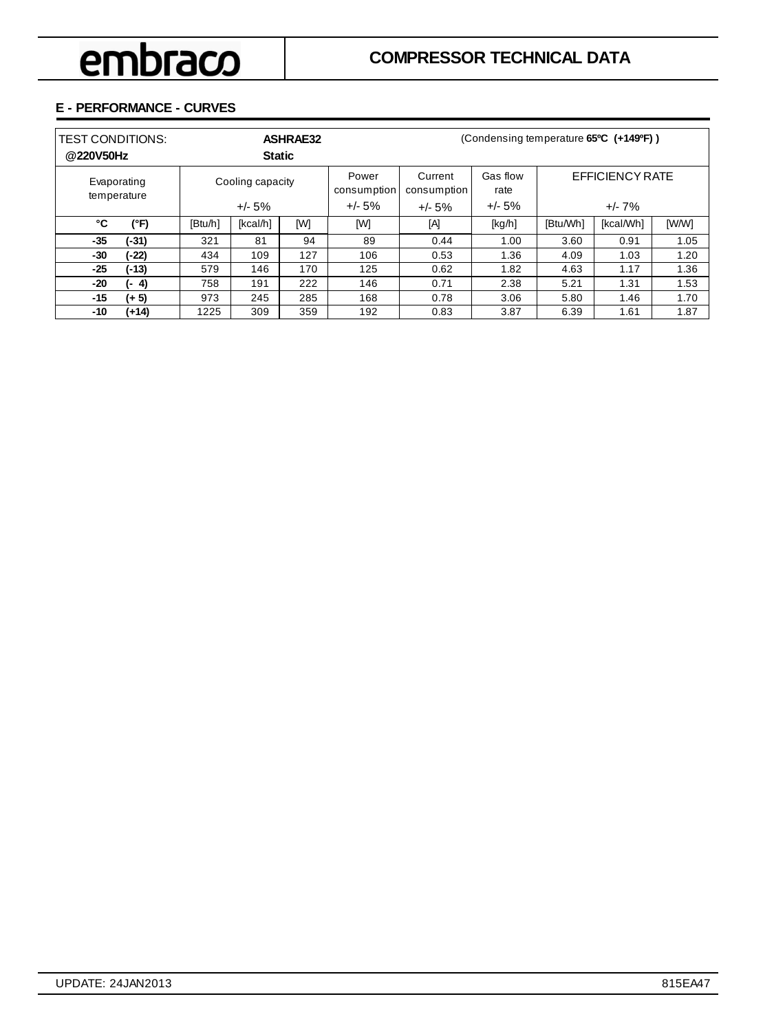# COMPRESSOR TECHNICAL DATA

## E - PERFORMANCE - CURVES

| TEST CONDITIONS: **@220V50Hz** | | **ASHRAE32 Static** | | | (Condensing temperature **65ºC (+149ºF)**) | | | | | |
|---|---|---|---|---|---|---|---|---|---|---|
| Evaporating temperature | | Cooling capacity +/- 5% | | | Power consumption +/- 5% | Current consumption +/- 5% | Gas flow rate +/- 5% | EFFICIENCY RATE +/- 7% | | |
| **°C** | **(°F)** | [Btu/h] | [kcal/h] | [W] | [W] | [A] | [kg/h] | [Btu/Wh] | [kcal/Wh] | [W/W] |
| **-35** | **(-31)** | 321 | 81 | 94 | 89 | 0.44 | 1.00 | 3.60 | 0.91 | 1.05 |
| **-30** | **(-22)** | 434 | 109 | 127 | 106 | 0.53 | 1.36 | 4.09 | 1.03 | 1.20 |
| **-25** | **(-13)** | 579 | 146 | 170 | 125 | 0.62 | 1.82 | 4.63 | 1.17 | 1.36 |
| **-20** | **(- 4)** | 758 | 191 | 222 | 146 | 0.71 | 2.38 | 5.21 | 1.31 | 1.53 |
| **-15** | **(+ 5)** | 973 | 245 | 285 | 168 | 0.78 | 3.06 | 5.80 | 1.46 | 1.70 |
| **-10** | **(+14)** | 1225 | 309 | 359 | 192 | 0.83 | 3.87 | 6.39 | 1.61 | 1.87 |

UPDATE: 24JAN2013

815EA47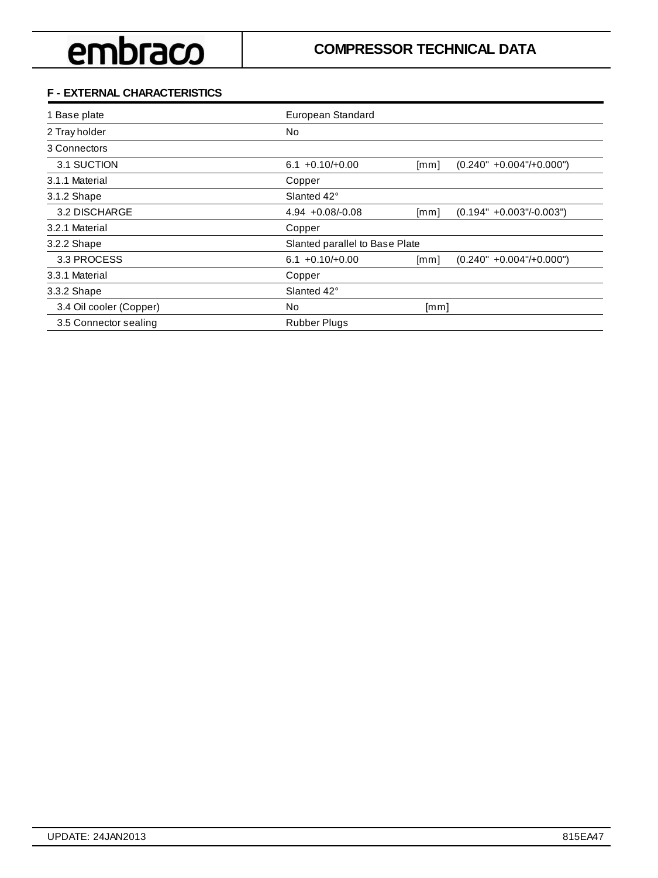## F - EXTERNAL CHARACTERISTICS

| | | | |
|---|---|---|---|
| 1 Base plate | European Standard | | |
| 2 Tray holder | No | | |
| 3 Connectors | | | |
| 3.1 SUCTION | 6.1 +0.10/+0.00 | [mm] | (0.240" +0.004"/+0.000") |
| 3.1.1 Material | Copper | | |
| 3.1.2 Shape | Slanted 42° | | |
| 3.2 DISCHARGE | 4.94 +0.08/-0.08 | [mm] | (0.194" +0.003"/-0.003") |
| 3.2.1 Material | Copper | | |
| 3.2.2 Shape | Slanted parallel to Base Plate | | |
| 3.3 PROCESS | 6.1 +0.10/+0.00 | [mm] | (0.240" +0.004"/+0.000") |
| 3.3.1 Material | Copper | | |
| 3.3.2 Shape | Slanted 42° | | |
| 3.4 Oil cooler (Copper) | No | [mm] | |
| 3.5 Connector sealing | Rubber Plugs | | |

UPDATE: 24JAN2013

815EA47